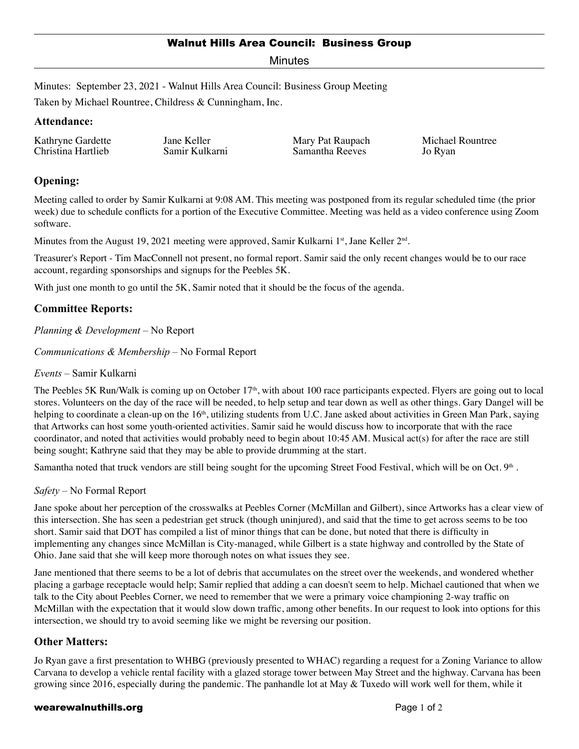# Walnut Hills Area Council: Business Group

Minutes

Minutes: September 23, 2021 - Walnut Hills Area Council: Business Group Meeting

Taken by Michael Rountree, Childress & Cunningham, Inc.

## Attendance:

| | | | |
|---|---|---|---|
| Kathryne Gardette | Jane Keller | Mary Pat Raupach | Michael Rountree |
| Christina Hartlieb | Samir Kulkarni | Samantha Reeves | Jo Ryan |

## Opening:

Meeting called to order by Samir Kulkarni at 9:08 AM. This meeting was postponed from its regular scheduled time (the prior week) due to schedule conflicts for a portion of the Executive Committee. Meeting was held as a video conference using Zoom software.

Minutes from the August 19, 2021 meeting were approved, Samir Kulkarni 1st, Jane Keller 2nd.

Treasurer's Report - Tim MacConnell not present, no formal report. Samir said the only recent changes would be to our race account, regarding sponsorships and signups for the Peebles 5K.

With just one month to go until the 5K, Samir noted that it should be the focus of the agenda.

## Committee Reports:

*Planning & Development* – No Report

*Communications & Membership* – No Formal Report

*Events* – Samir Kulkarni

The Peebles 5K Run/Walk is coming up on October 17th, with about 100 race participants expected. Flyers are going out to local stores. Volunteers on the day of the race will be needed, to help setup and tear down as well as other things. Gary Dangel will be helping to coordinate a clean-up on the 16th, utilizing students from U.C. Jane asked about activities in Green Man Park, saying that Artworks can host some youth-oriented activities. Samir said he would discuss how to incorporate that with the race coordinator, and noted that activities would probably need to begin about 10:45 AM. Musical act(s) for after the race are still being sought; Kathryne said that they may be able to provide drumming at the start.

Samantha noted that truck vendors are still being sought for the upcoming Street Food Festival, which will be on Oct. 9th .

*Safety* – No Formal Report

Jane spoke about her perception of the crosswalks at Peebles Corner (McMillan and Gilbert), since Artworks has a clear view of this intersection. She has seen a pedestrian get struck (though uninjured), and said that the time to get across seems to be too short. Samir said that DOT has compiled a list of minor things that can be done, but noted that there is difficulty in implementing any changes since McMillan is City-managed, while Gilbert is a state highway and controlled by the State of Ohio. Jane said that she will keep more thorough notes on what issues they see.

Jane mentioned that there seems to be a lot of debris that accumulates on the street over the weekends, and wondered whether placing a garbage receptacle would help; Samir replied that adding a can doesn't seem to help. Michael cautioned that when we talk to the City about Peebles Corner, we need to remember that we were a primary voice championing 2-way traffic on McMillan with the expectation that it would slow down traffic, among other benefits. In our request to look into options for this intersection, we should try to avoid seeming like we might be reversing our position.

## Other Matters:

Jo Ryan gave a first presentation to WHBG (previously presented to WHAC) regarding a request for a Zoning Variance to allow Carvana to develop a vehicle rental facility with a glazed storage tower between May Street and the highway. Carvana has been growing since 2016, especially during the pandemic. The panhandle lot at May & Tuxedo will work well for them, while it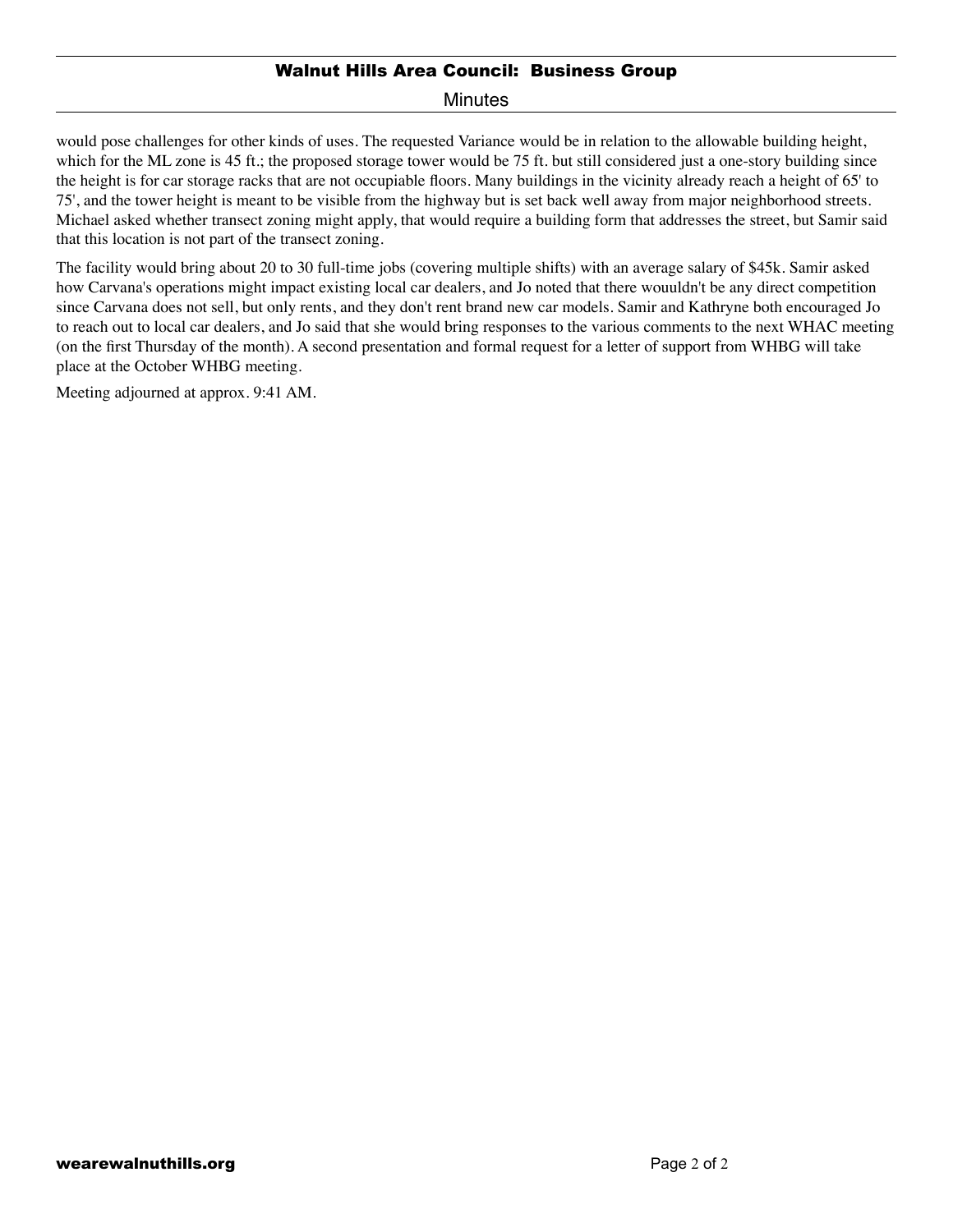would pose challenges for other kinds of uses. The requested Variance would be in relation to the allowable building height, which for the ML zone is 45 ft.; the proposed storage tower would be 75 ft. but still considered just a one-story building since the height is for car storage racks that are not occupiable floors. Many buildings in the vicinity already reach a height of 65' to 75', and the tower height is meant to be visible from the highway but is set back well away from major neighborhood streets. Michael asked whether transect zoning might apply, that would require a building form that addresses the street, but Samir said that this location is not part of the transect zoning.

The facility would bring about 20 to 30 full-time jobs (covering multiple shifts) with an average salary of $45k. Samir asked how Carvana's operations might impact existing local car dealers, and Jo noted that there wouuldn't be any direct competition since Carvana does not sell, but only rents, and they don't rent brand new car models. Samir and Kathryne both encouraged Jo to reach out to local car dealers, and Jo said that she would bring responses to the various comments to the next WHAC meeting (on the first Thursday of the month). A second presentation and formal request for a letter of support from WHBG will take place at the October WHBG meeting.

Meeting adjourned at approx. 9:41 AM.